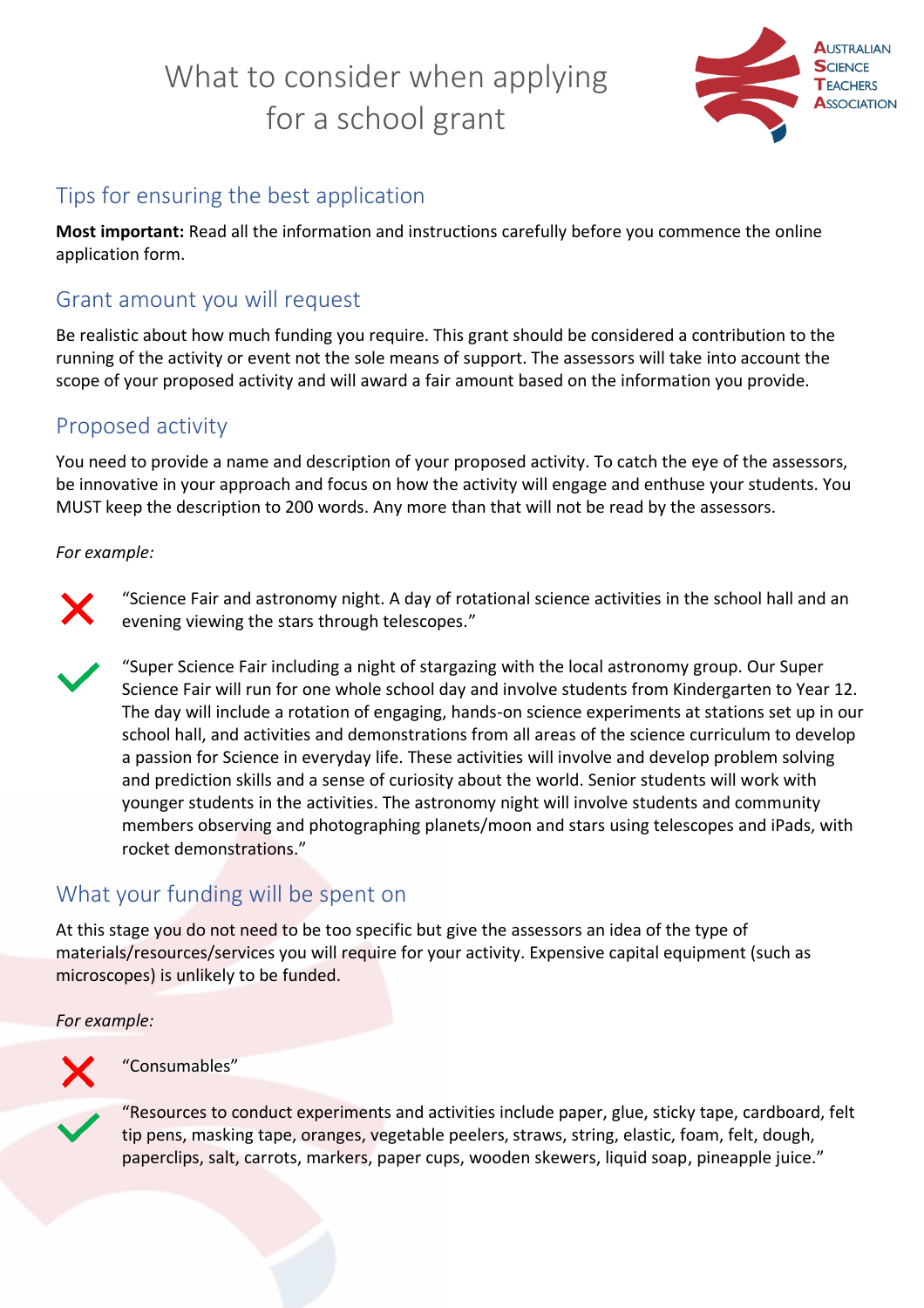# What to consider when applying for a school grant

## Tips for ensuring the best application

**Most important:** Read all the information and instructions carefully before you commence the online application form.

## Grant amount you will request

Be realistic about how much funding you require. This grant should be considered a contribution to the running of the activity or event not the sole means of support. The assessors will take into account the scope of your proposed activity and will award a fair amount based on the information you provide.

## Proposed activity

You need to provide a name and description of your proposed activity. To catch the eye of the assessors, be innovative in your approach and focus on how the activity will engage and enthuse your students. You MUST keep the description to 200 words. Any more than that will not be read by the assessors.

*For example:*

❌ "Science Fair and astronomy night. A day of rotational science activities in the school hall and an evening viewing the stars through telescopes."

✅ "Super Science Fair including a night of stargazing with the local astronomy group. Our Super Science Fair will run for one whole school day and involve students from Kindergarten to Year 12. The day will include a rotation of engaging, hands-on science experiments at stations set up in our school hall, and activities and demonstrations from all areas of the science curriculum to develop a passion for Science in everyday life. These activities will involve and develop problem solving and prediction skills and a sense of curiosity about the world. Senior students will work with younger students in the activities. The astronomy night will involve students and community members observing and photographing planets/moon and stars using telescopes and iPads, with rocket demonstrations."

## What your funding will be spent on

At this stage you do not need to be too specific but give the assessors an idea of the type of materials/resources/services you will require for your activity. Expensive capital equipment (such as microscopes) is unlikely to be funded.

*For example:*

❌ "Consumables"

✅ "Resources to conduct experiments and activities include paper, glue, sticky tape, cardboard, felt tip pens, masking tape, oranges, vegetable peelers, straws, string, elastic, foam, felt, dough, paperclips, salt, carrots, markers, paper cups, wooden skewers, liquid soap, pineapple juice."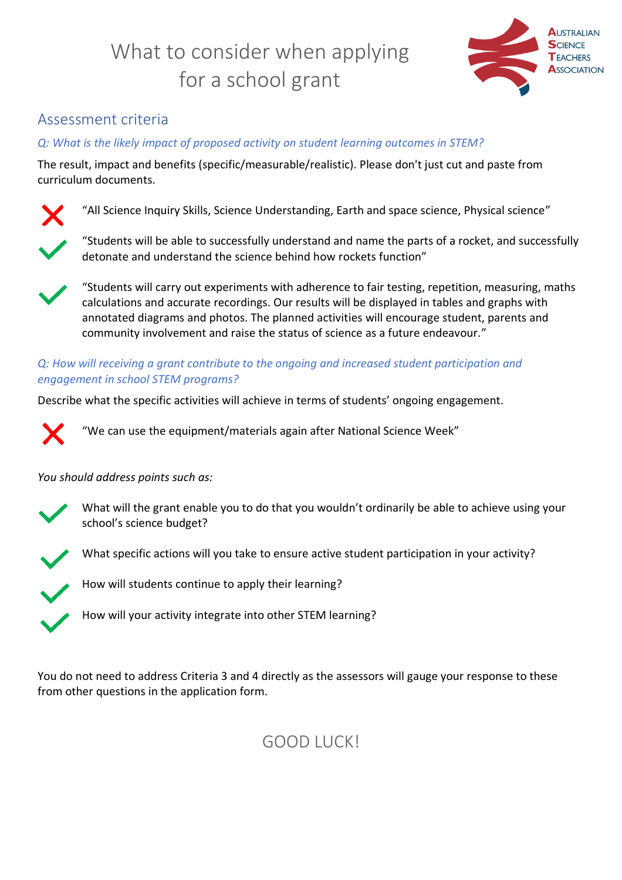# What to consider when applying for a school grant

## Assessment criteria

*Q: What is the likely impact of proposed activity on student learning outcomes in STEM?*

The result, impact and benefits (specific/measurable/realistic). Please don't just cut and paste from curriculum documents.

❌ "All Science Inquiry Skills, Science Understanding, Earth and space science, Physical science"

✅ "Students will be able to successfully understand and name the parts of a rocket, and successfully detonate and understand the science behind how rockets function"

✅ "Students will carry out experiments with adherence to fair testing, repetition, measuring, maths calculations and accurate recordings. Our results will be displayed in tables and graphs with annotated diagrams and photos. The planned activities will encourage student, parents and community involvement and raise the status of science as a future endeavour."

*Q: How will receiving a grant contribute to the ongoing and increased student participation and engagement in school STEM programs?*

Describe what the specific activities will achieve in terms of students' ongoing engagement.

❌ "We can use the equipment/materials again after National Science Week"

*You should address points such as:*

✅ What will the grant enable you to do that you wouldn't ordinarily be able to achieve using your school's science budget?

✅ What specific actions will you take to ensure active student participation in your activity?

✅ How will students continue to apply their learning?

✅ How will your activity integrate into other STEM learning?

You do not need to address Criteria 3 and 4 directly as the assessors will gauge your response to these from other questions in the application form.

GOOD LUCK!